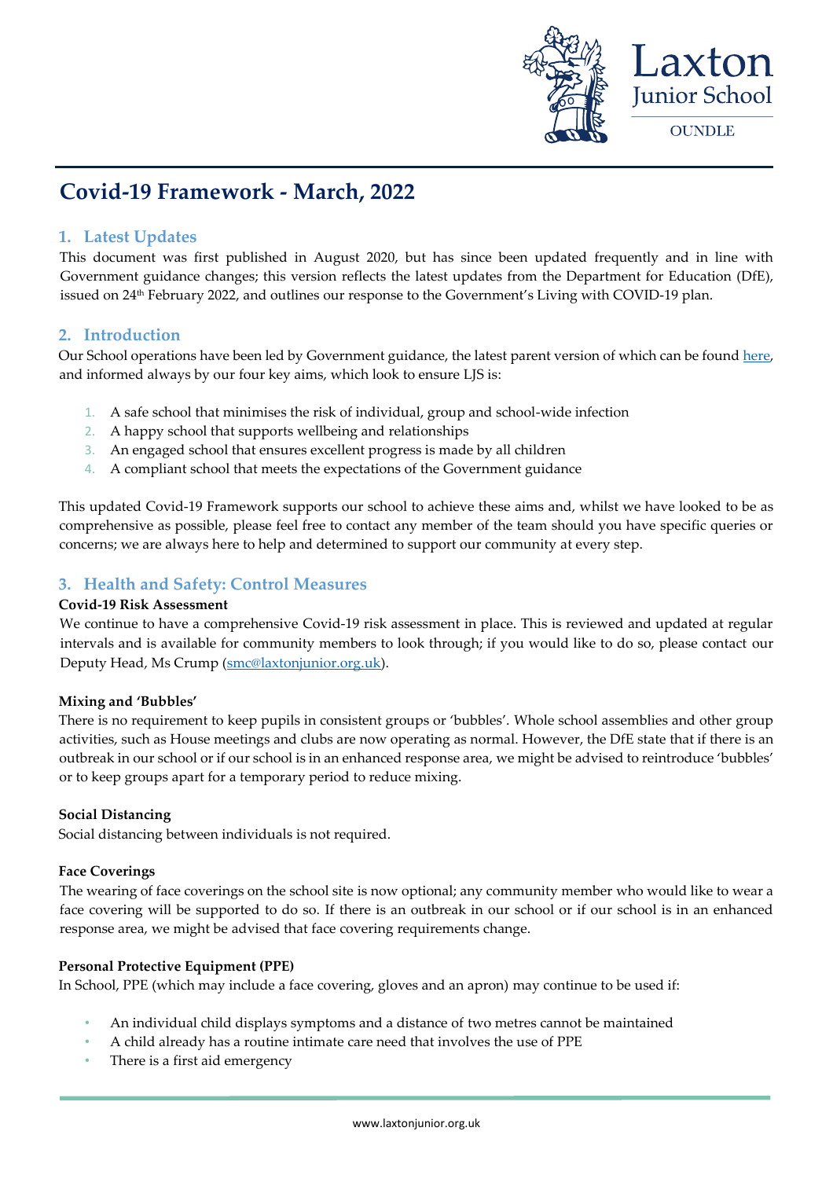# Covid-19 Framework - March, 2022

## 1. Latest Updates

This document was first published in August 2020, but has since been updated frequently and in line with Government guidance changes; this version reflects the latest updates from the Department for Education (DfE), issued on 24th February 2022, and outlines our response to the Government's Living with COVID-19 plan.

## 2. Introduction

Our School operations have been led by Government guidance, the latest parent version of which can be found here, and informed always by our four key aims, which look to ensure LJS is:

1. A safe school that minimises the risk of individual, group and school-wide infection
2. A happy school that supports wellbeing and relationships
3. An engaged school that ensures excellent progress is made by all children
4. A compliant school that meets the expectations of the Government guidance

This updated Covid-19 Framework supports our school to achieve these aims and, whilst we have looked to be as comprehensive as possible, please feel free to contact any member of the team should you have specific queries or concerns; we are always here to help and determined to support our community at every step.

## 3. Health and Safety: Control Measures

**Covid-19 Risk Assessment**

We continue to have a comprehensive Covid-19 risk assessment in place. This is reviewed and updated at regular intervals and is available for community members to look through; if you would like to do so, please contact our Deputy Head, Ms Crump (smc@laxtonjunior.org.uk).

**Mixing and 'Bubbles'**

There is no requirement to keep pupils in consistent groups or 'bubbles'. Whole school assemblies and other group activities, such as House meetings and clubs are now operating as normal. However, the DfE state that if there is an outbreak in our school or if our school is in an enhanced response area, we might be advised to reintroduce 'bubbles' or to keep groups apart for a temporary period to reduce mixing.

**Social Distancing**

Social distancing between individuals is not required.

**Face Coverings**

The wearing of face coverings on the school site is now optional; any community member who would like to wear a face covering will be supported to do so. If there is an outbreak in our school or if our school is in an enhanced response area, we might be advised that face covering requirements change.

**Personal Protective Equipment (PPE)**

In School, PPE (which may include a face covering, gloves and an apron) may continue to be used if:

- An individual child displays symptoms and a distance of two metres cannot be maintained
- A child already has a routine intimate care need that involves the use of PPE
- There is a first aid emergency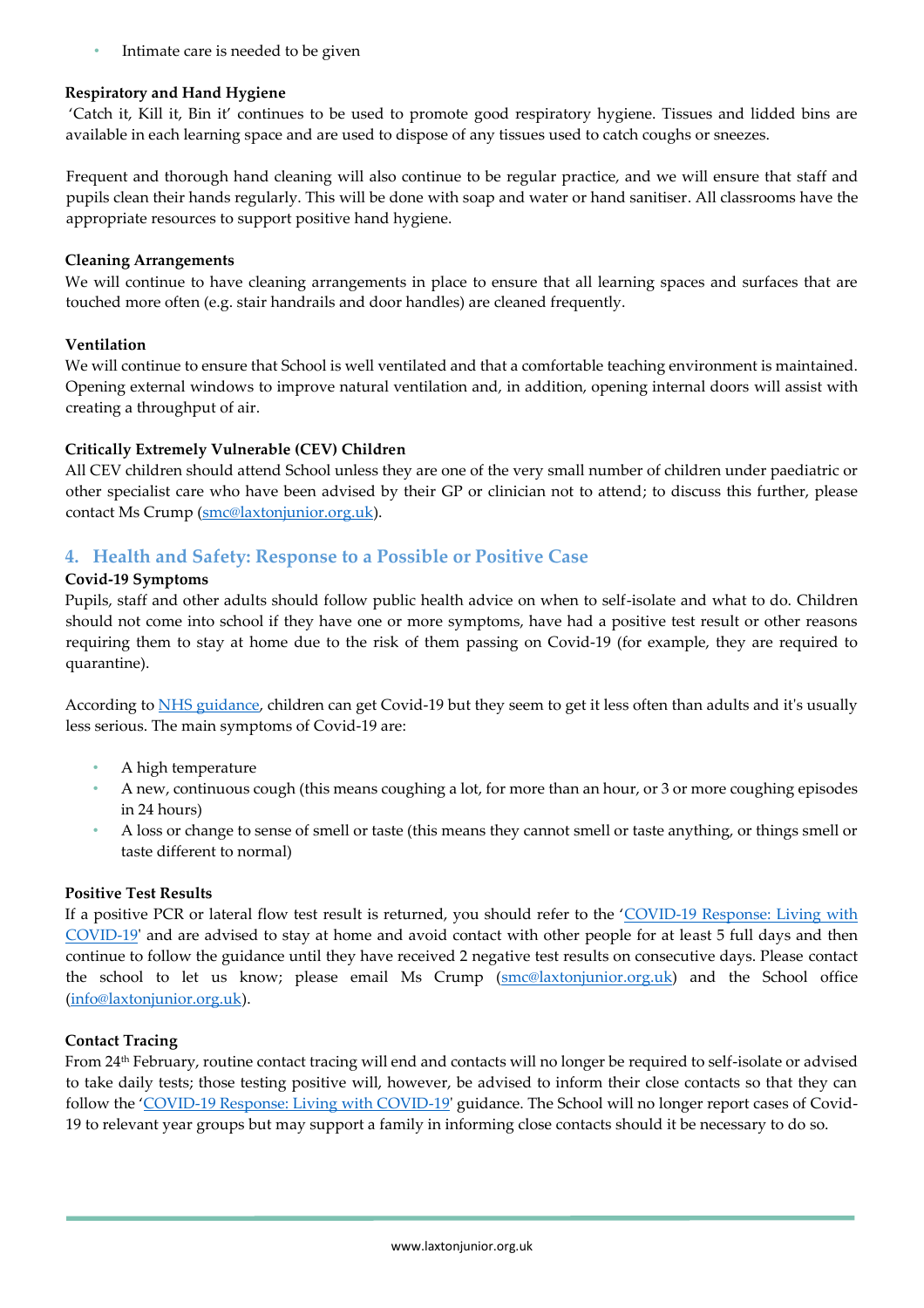- Intimate care is needed to be given

**Respiratory and Hand Hygiene**

'Catch it, Kill it, Bin it' continues to be used to promote good respiratory hygiene. Tissues and lidded bins are available in each learning space and are used to dispose of any tissues used to catch coughs or sneezes.

Frequent and thorough hand cleaning will also continue to be regular practice, and we will ensure that staff and pupils clean their hands regularly. This will be done with soap and water or hand sanitiser. All classrooms have the appropriate resources to support positive hand hygiene.

**Cleaning Arrangements**

We will continue to have cleaning arrangements in place to ensure that all learning spaces and surfaces that are touched more often (e.g. stair handrails and door handles) are cleaned frequently.

**Ventilation**

We will continue to ensure that School is well ventilated and that a comfortable teaching environment is maintained. Opening external windows to improve natural ventilation and, in addition, opening internal doors will assist with creating a throughput of air.

**Critically Extremely Vulnerable (CEV) Children**

All CEV children should attend School unless they are one of the very small number of children under paediatric or other specialist care who have been advised by their GP or clinician not to attend; to discuss this further, please contact Ms Crump (smc@laxtonjunior.org.uk).

## 4. Health and Safety: Response to a Possible or Positive Case

**Covid-19 Symptoms**

Pupils, staff and other adults should follow public health advice on when to self-isolate and what to do. Children should not come into school if they have one or more symptoms, have had a positive test result or other reasons requiring them to stay at home due to the risk of them passing on Covid-19 (for example, they are required to quarantine).

According to NHS guidance, children can get Covid-19 but they seem to get it less often than adults and it's usually less serious. The main symptoms of Covid-19 are:

- A high temperature
- A new, continuous cough (this means coughing a lot, for more than an hour, or 3 or more coughing episodes in 24 hours)
- A loss or change to sense of smell or taste (this means they cannot smell or taste anything, or things smell or taste different to normal)

**Positive Test Results**

If a positive PCR or lateral flow test result is returned, you should refer to the 'COVID-19 Response: Living with COVID-19' and are advised to stay at home and avoid contact with other people for at least 5 full days and then continue to follow the guidance until they have received 2 negative test results on consecutive days. Please contact the school to let us know; please email Ms Crump (smc@laxtonjunior.org.uk) and the School office (info@laxtonjunior.org.uk).

**Contact Tracing**

From 24th February, routine contact tracing will end and contacts will no longer be required to self-isolate or advised to take daily tests; those testing positive will, however, be advised to inform their close contacts so that they can follow the 'COVID-19 Response: Living with COVID-19' guidance. The School will no longer report cases of Covid-19 to relevant year groups but may support a family in informing close contacts should it be necessary to do so.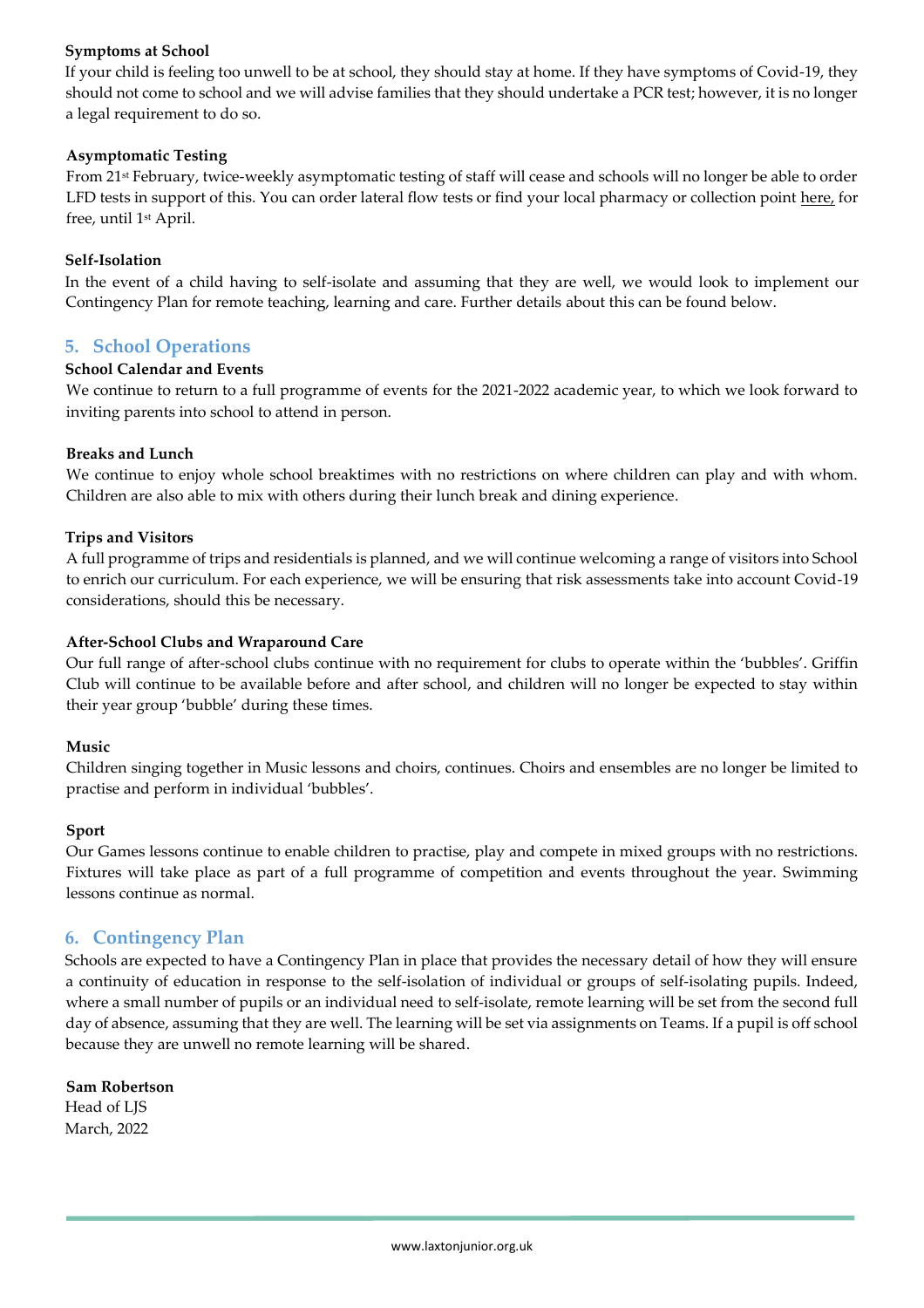**Symptoms at School**

If your child is feeling too unwell to be at school, they should stay at home. If they have symptoms of Covid-19, they should not come to school and we will advise families that they should undertake a PCR test; however, it is no longer a legal requirement to do so.

**Asymptomatic Testing**

From 21st February, twice-weekly asymptomatic testing of staff will cease and schools will no longer be able to order LFD tests in support of this. You can order lateral flow tests or find your local pharmacy or collection point here, for free, until 1st April.

**Self-Isolation**

In the event of a child having to self-isolate and assuming that they are well, we would look to implement our Contingency Plan for remote teaching, learning and care. Further details about this can be found below.

## 5. School Operations

**School Calendar and Events**

We continue to return to a full programme of events for the 2021-2022 academic year, to which we look forward to inviting parents into school to attend in person.

**Breaks and Lunch**

We continue to enjoy whole school breaktimes with no restrictions on where children can play and with whom. Children are also able to mix with others during their lunch break and dining experience.

**Trips and Visitors**

A full programme of trips and residentials is planned, and we will continue welcoming a range of visitors into School to enrich our curriculum. For each experience, we will be ensuring that risk assessments take into account Covid-19 considerations, should this be necessary.

**After-School Clubs and Wraparound Care**

Our full range of after-school clubs continue with no requirement for clubs to operate within the 'bubbles'. Griffin Club will continue to be available before and after school, and children will no longer be expected to stay within their year group 'bubble' during these times.

**Music**

Children singing together in Music lessons and choirs, continues. Choirs and ensembles are no longer be limited to practise and perform in individual 'bubbles'.

**Sport**

Our Games lessons continue to enable children to practise, play and compete in mixed groups with no restrictions. Fixtures will take place as part of a full programme of competition and events throughout the year. Swimming lessons continue as normal.

## 6. Contingency Plan

Schools are expected to have a Contingency Plan in place that provides the necessary detail of how they will ensure a continuity of education in response to the self-isolation of individual or groups of self-isolating pupils. Indeed, where a small number of pupils or an individual need to self-isolate, remote learning will be set from the second full day of absence, assuming that they are well. The learning will be set via assignments on Teams. If a pupil is off school because they are unwell no remote learning will be shared.

**Sam Robertson**
Head of LJS
March, 2022